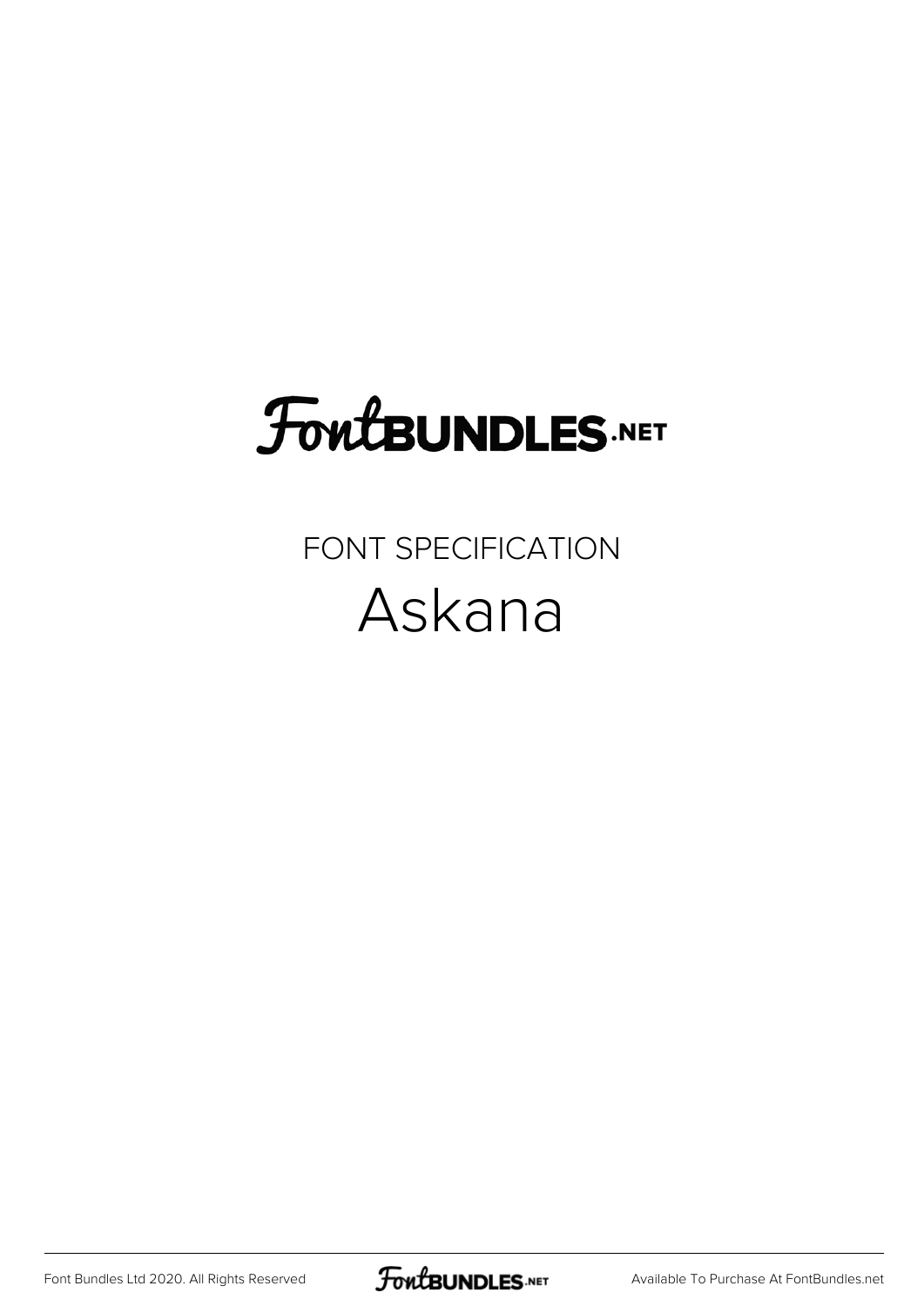FontBUNDLES.NET

FONT SPECIFICATION

# Askana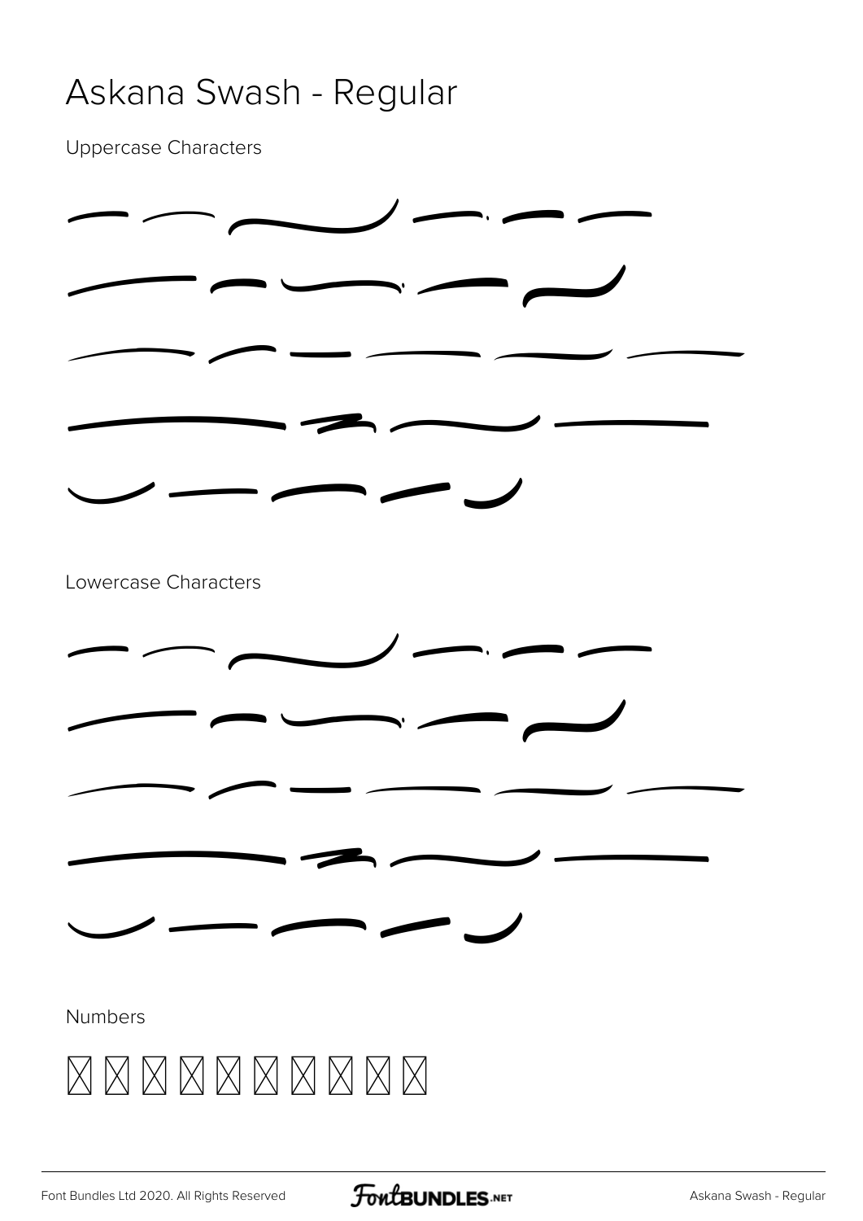# Askana Swash - Regular

Uppercase Characters

Lowercase Characters

Numbers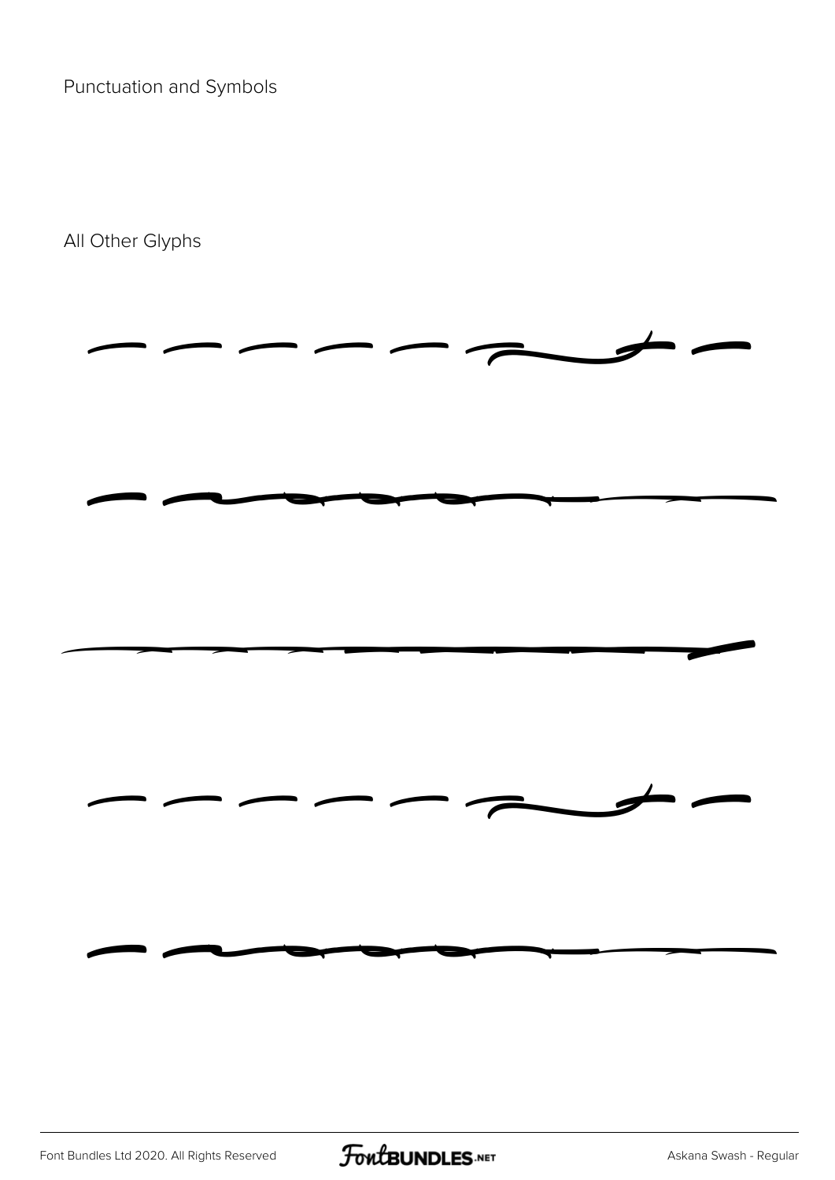Punctuation and Symbols

All Other Glyphs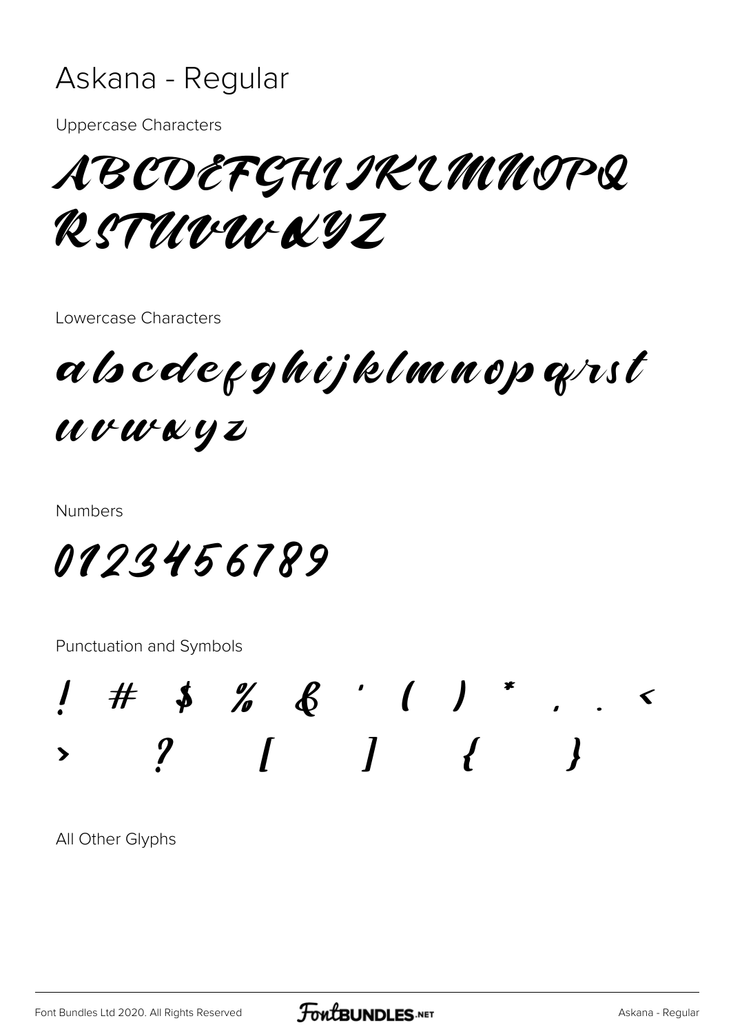# Askana - Regular

Uppercase Characters

ABCDEFGHIJKLMNOPQ
RSTUVWXYZ

Lowercase Characters

abcdefghijklmnopqrst
uvwxyz

Numbers

0123456789

Punctuation and Symbols

! # $ % & ' ( ) * , . <
> ? [ ] { }

All Other Glyphs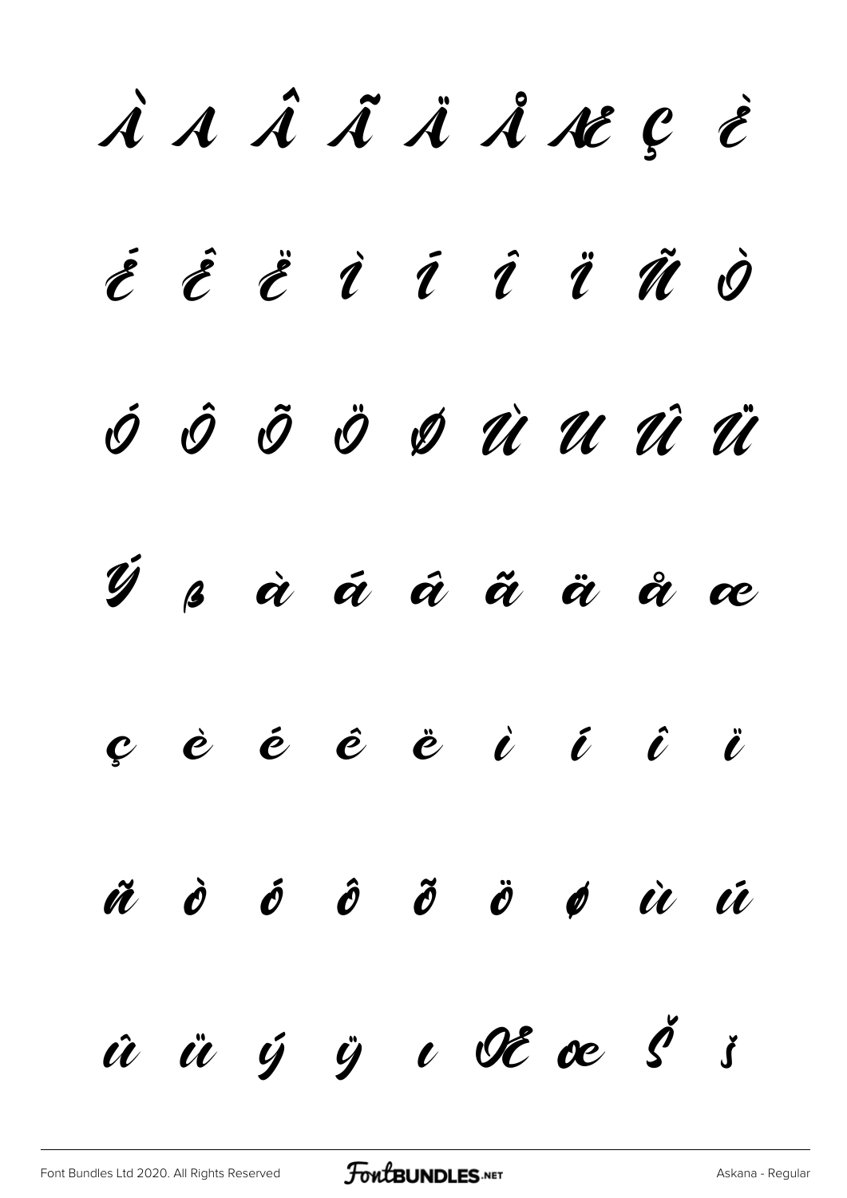À Á Â Ã Ä Å Æ Ç È

É Ê Ë Ì Í Î Ï Ñ Ò

Ó Ô Õ Ö Ø Ù Ú Û Ü

Ý ß à á â ã ä å æ

ç è é ê ë ì í î ï

ñ ò ó ô õ ö ø ù ú

û ü ý ÿ ı Œ œ Š š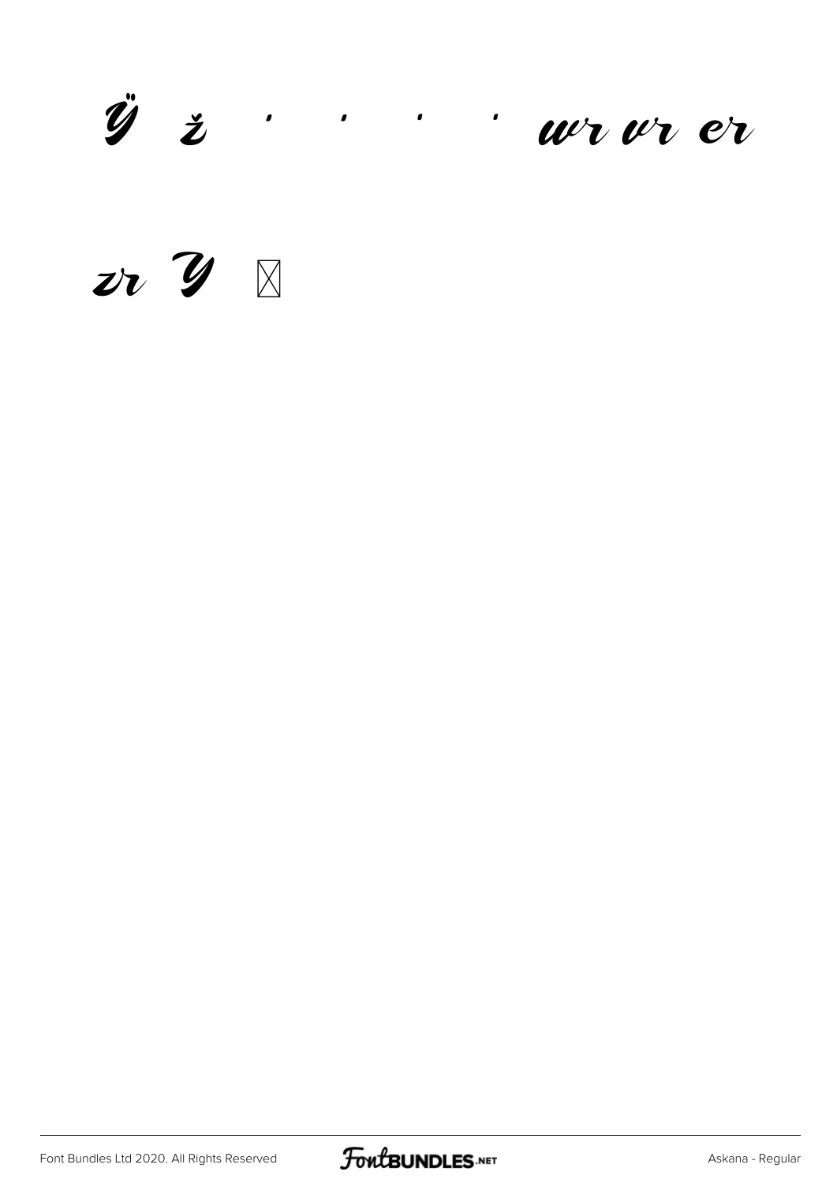Ÿ ž ' ' ' ' wr vr er

zr Y ⊠